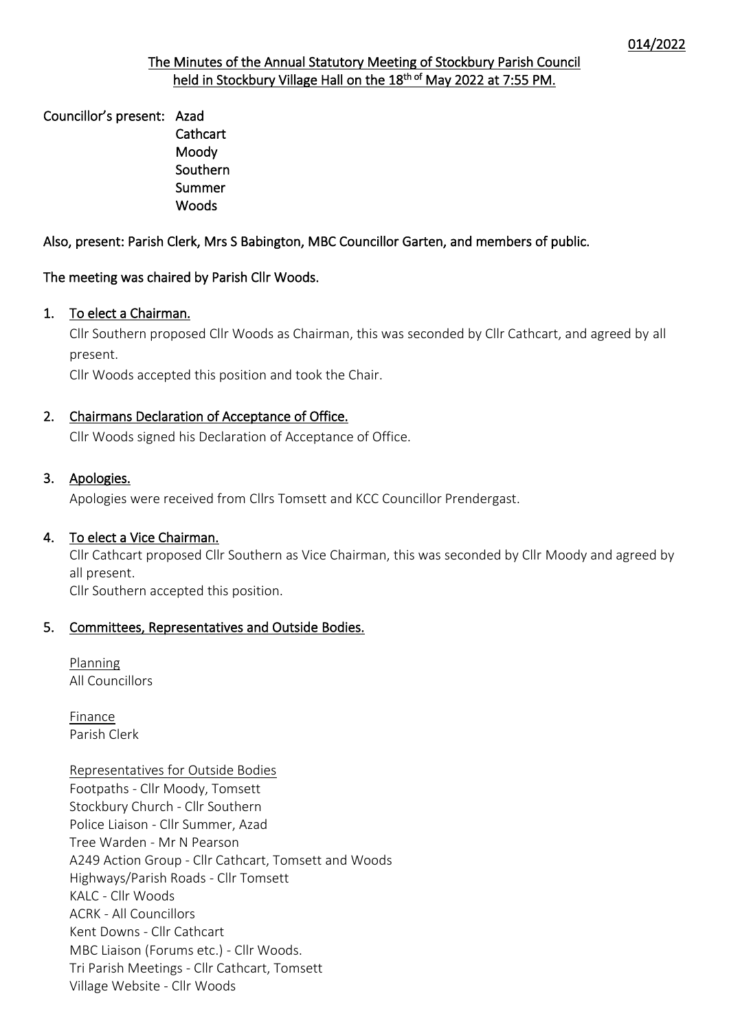014/2022

# The Minutes of the Annual Statutory Meeting of Stockbury Parish Council held in Stockbury Village Hall on the 18th of May 2022 at 7:55 PM.

**Councillor's present:**
- Azad
- Cathcart
- Moody
- Southern
- Summer
- Woods

**Also, present: Parish Clerk, Mrs S Babington, MBC Councillor Garten, and members of public.**

**The meeting was chaired by Parish Cllr Woods.**

1. **To elect a Chairman.**

   Cllr Southern proposed Cllr Woods as Chairman, this was seconded by Cllr Cathcart, and agreed by all present.

   Cllr Woods accepted this position and took the Chair.

2. **Chairmans Declaration of Acceptance of Office.**

   Cllr Woods signed his Declaration of Acceptance of Office.

3. **Apologies.**

   Apologies were received from Cllrs Tomsett and KCC Councillor Prendergast.

4. **To elect a Vice Chairman.**

   Cllr Cathcart proposed Cllr Southern as Vice Chairman, this was seconded by Cllr Moody and agreed by all present.

   Cllr Southern accepted this position.

5. **Committees, Representatives and Outside Bodies.**

   Planning
   All Councillors

   Finance
   Parish Clerk

   Representatives for Outside Bodies
   Footpaths - Cllr Moody, Tomsett
   Stockbury Church - Cllr Southern
   Police Liaison - Cllr Summer, Azad
   Tree Warden - Mr N Pearson
   A249 Action Group - Cllr Cathcart, Tomsett and Woods
   Highways/Parish Roads - Cllr Tomsett
   KALC - Cllr Woods
   ACRK - All Councillors
   Kent Downs - Cllr Cathcart
   MBC Liaison (Forums etc.) - Cllr Woods.
   Tri Parish Meetings - Cllr Cathcart, Tomsett
   Village Website - Cllr Woods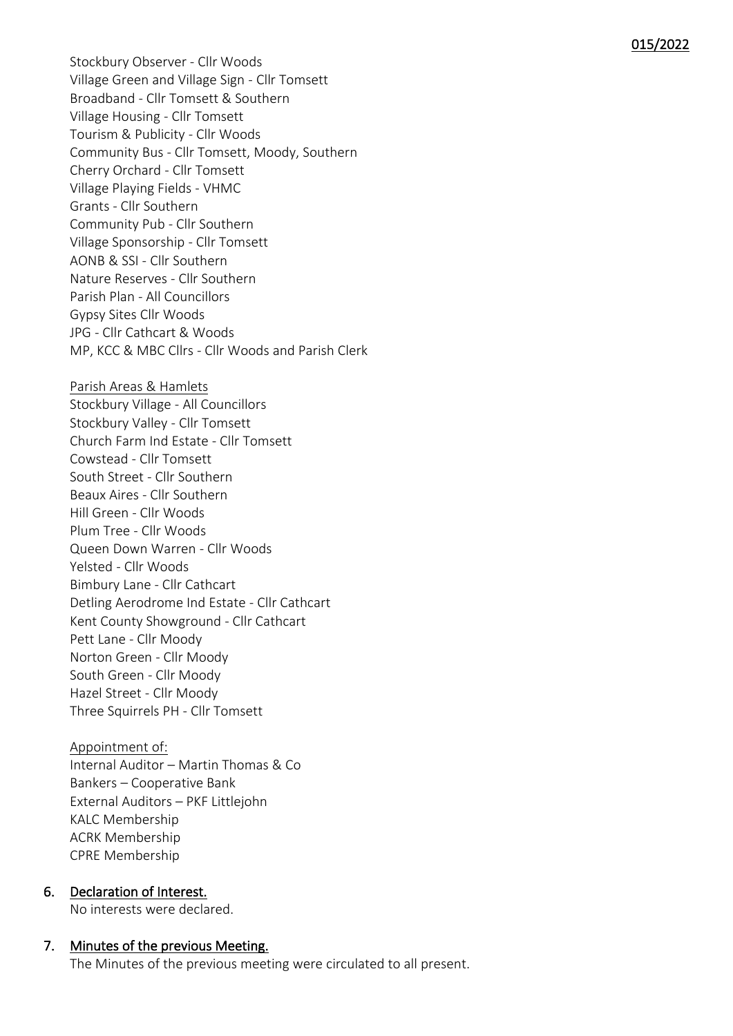Stockbury Observer - Cllr Woods
Village Green and Village Sign - Cllr Tomsett
Broadband - Cllr Tomsett & Southern
Village Housing - Cllr Tomsett
Tourism & Publicity - Cllr Woods
Community Bus - Cllr Tomsett, Moody, Southern
Cherry Orchard - Cllr Tomsett
Village Playing Fields - VHMC
Grants - Cllr Southern
Community Pub - Cllr Southern
Village Sponsorship - Cllr Tomsett
AONB & SSI - Cllr Southern
Nature Reserves - Cllr Southern
Parish Plan - All Councillors
Gypsy Sites Cllr Woods
JPG - Cllr Cathcart & Woods
MP, KCC & MBC Cllrs - Cllr Woods and Parish Clerk

Parish Areas & Hamlets
Stockbury Village - All Councillors
Stockbury Valley - Cllr Tomsett
Church Farm Ind Estate - Cllr Tomsett
Cowstead - Cllr Tomsett
South Street - Cllr Southern
Beaux Aires - Cllr Southern
Hill Green - Cllr Woods
Plum Tree - Cllr Woods
Queen Down Warren - Cllr Woods
Yelsted - Cllr Woods
Bimbury Lane - Cllr Cathcart
Detling Aerodrome Ind Estate - Cllr Cathcart
Kent County Showground - Cllr Cathcart
Pett Lane - Cllr Moody
Norton Green - Cllr Moody
South Green - Cllr Moody
Hazel Street - Cllr Moody
Three Squirrels PH - Cllr Tomsett

Appointment of:
Internal Auditor – Martin Thomas & Co
Bankers – Cooperative Bank
External Auditors – PKF Littlejohn
KALC Membership
ACRK Membership
CPRE Membership

## 6. Declaration of Interest.

No interests were declared.

## 7. Minutes of the previous Meeting.

The Minutes of the previous meeting were circulated to all present.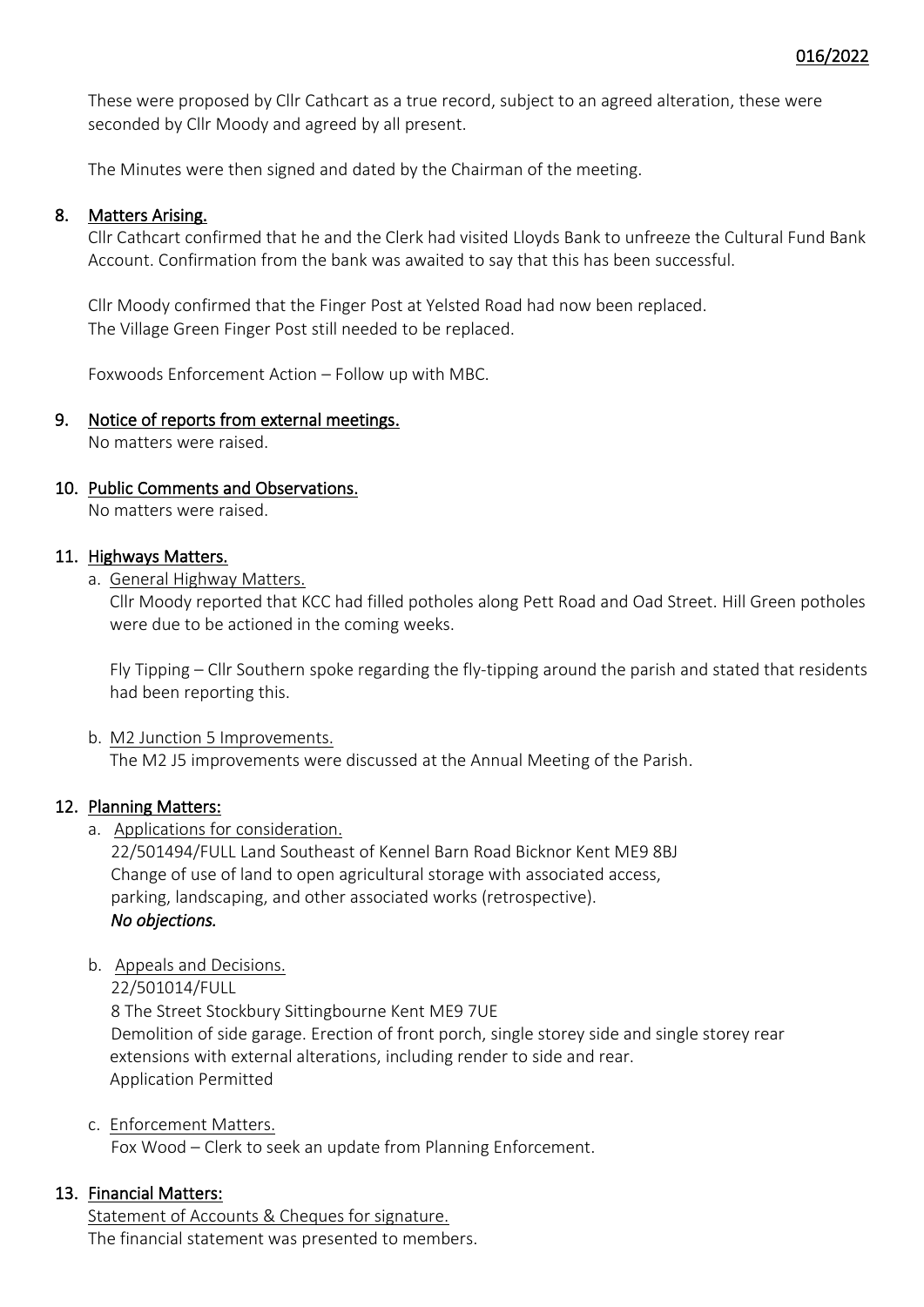These were proposed by Cllr Cathcart as a true record, subject to an agreed alteration, these were seconded by Cllr Moody and agreed by all present.

The Minutes were then signed and dated by the Chairman of the meeting.

## 8. Matters Arising.

Cllr Cathcart confirmed that he and the Clerk had visited Lloyds Bank to unfreeze the Cultural Fund Bank Account. Confirmation from the bank was awaited to say that this has been successful.

Cllr Moody confirmed that the Finger Post at Yelsted Road had now been replaced.
The Village Green Finger Post still needed to be replaced.

Foxwoods Enforcement Action – Follow up with MBC.

## 9. Notice of reports from external meetings.

No matters were raised.

## 10. Public Comments and Observations.

No matters were raised.

## 11. Highways Matters.

a. General Highway Matters.

Cllr Moody reported that KCC had filled potholes along Pett Road and Oad Street. Hill Green potholes were due to be actioned in the coming weeks.

Fly Tipping – Cllr Southern spoke regarding the fly-tipping around the parish and stated that residents had been reporting this.

b. M2 Junction 5 Improvements.

The M2 J5 improvements were discussed at the Annual Meeting of the Parish.

## 12. Planning Matters:

a. Applications for consideration.

22/501494/FULL Land Southeast of Kennel Barn Road Bicknor Kent ME9 8BJ
Change of use of land to open agricultural storage with associated access, parking, landscaping, and other associated works (retrospective).
***No objections.***

b. Appeals and Decisions.

22/501014/FULL
8 The Street Stockbury Sittingbourne Kent ME9 7UE
Demolition of side garage. Erection of front porch, single storey side and single storey rear extensions with external alterations, including render to side and rear.
Application Permitted

c. Enforcement Matters.

Fox Wood – Clerk to seek an update from Planning Enforcement.

## 13. Financial Matters:

Statement of Accounts & Cheques for signature.
The financial statement was presented to members.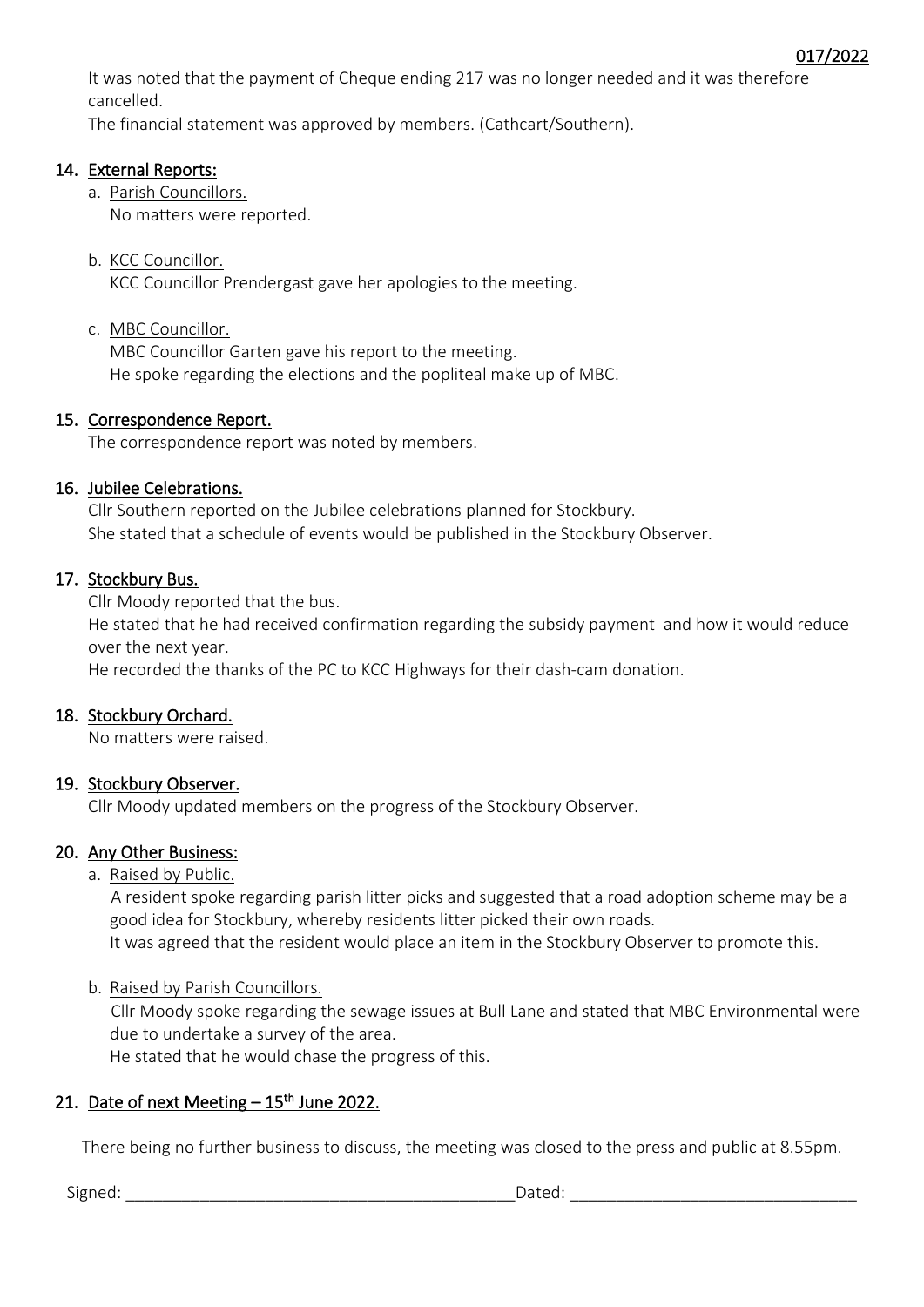It was noted that the payment of Cheque ending 217 was no longer needed and it was therefore cancelled.
The financial statement was approved by members. (Cathcart/Southern).

14. **External Reports:**
   a. Parish Councillors.
      No matters were reported.

   b. KCC Councillor.
      KCC Councillor Prendergast gave her apologies to the meeting.

   c. MBC Councillor.
      MBC Councillor Garten gave his report to the meeting.
      He spoke regarding the elections and the popliteal make up of MBC.

15. **Correspondence Report.**
   The correspondence report was noted by members.

16. **Jubilee Celebrations.**
   Cllr Southern reported on the Jubilee celebrations planned for Stockbury.
   She stated that a schedule of events would be published in the Stockbury Observer.

17. **Stockbury Bus.**
   Cllr Moody reported that the bus.
   He stated that he had received confirmation regarding the subsidy payment and how it would reduce over the next year.
   He recorded the thanks of the PC to KCC Highways for their dash-cam donation.

18. **Stockbury Orchard.**
   No matters were raised.

19. **Stockbury Observer.**
   Cllr Moody updated members on the progress of the Stockbury Observer.

20. **Any Other Business:**
   a. Raised by Public.
      A resident spoke regarding parish litter picks and suggested that a road adoption scheme may be a good idea for Stockbury, whereby residents litter picked their own roads.
      It was agreed that the resident would place an item in the Stockbury Observer to promote this.

   b. Raised by Parish Councillors.
      Cllr Moody spoke regarding the sewage issues at Bull Lane and stated that MBC Environmental were due to undertake a survey of the area.
      He stated that he would chase the progress of this.

21. **Date of next Meeting – 15th June 2022.**

There being no further business to discuss, the meeting was closed to the press and public at 8.55pm.

Signed: ___________________________________________ Dated: _______________________________